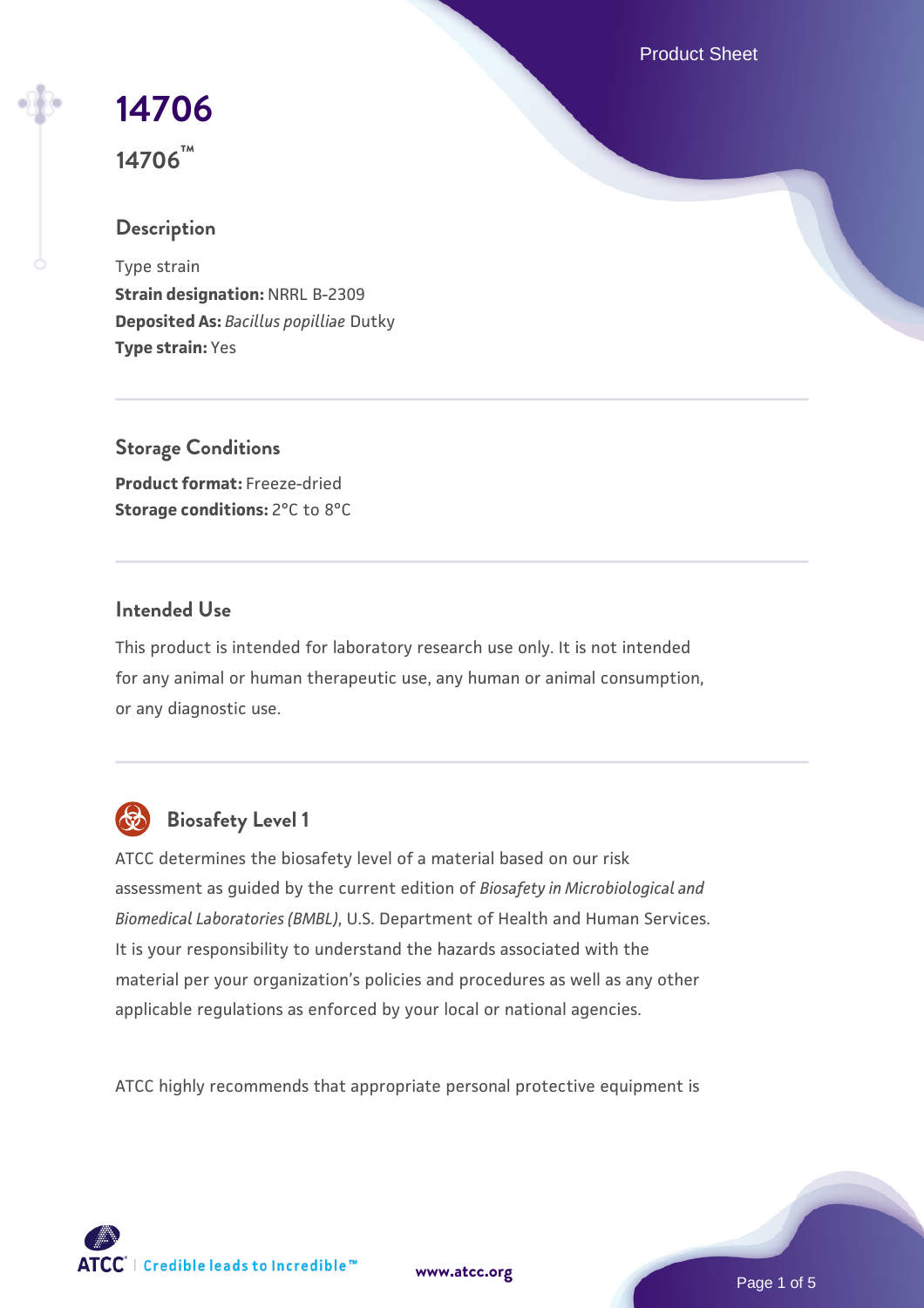# 14706

**14706™**

## Description

Type strain

**Strain designation:** NRRL B-2309

**Deposited As:** *Bacillus popilliae* Dutky

**Type strain:** Yes

## Storage Conditions

**Product format:** Freeze-dried

**Storage conditions:** 2°C to 8°C

## Intended Use

This product is intended for laboratory research use only. It is not intended for any animal or human therapeutic use, any human or animal consumption, or any diagnostic use.

## Biosafety Level 1

ATCC determines the biosafety level of a material based on our risk assessment as guided by the current edition of *Biosafety in Microbiological and Biomedical Laboratories (BMBL)*, U.S. Department of Health and Human Services. It is your responsibility to understand the hazards associated with the material per your organization's policies and procedures as well as any other applicable regulations as enforced by your local or national agencies.

ATCC highly recommends that appropriate personal protective equipment is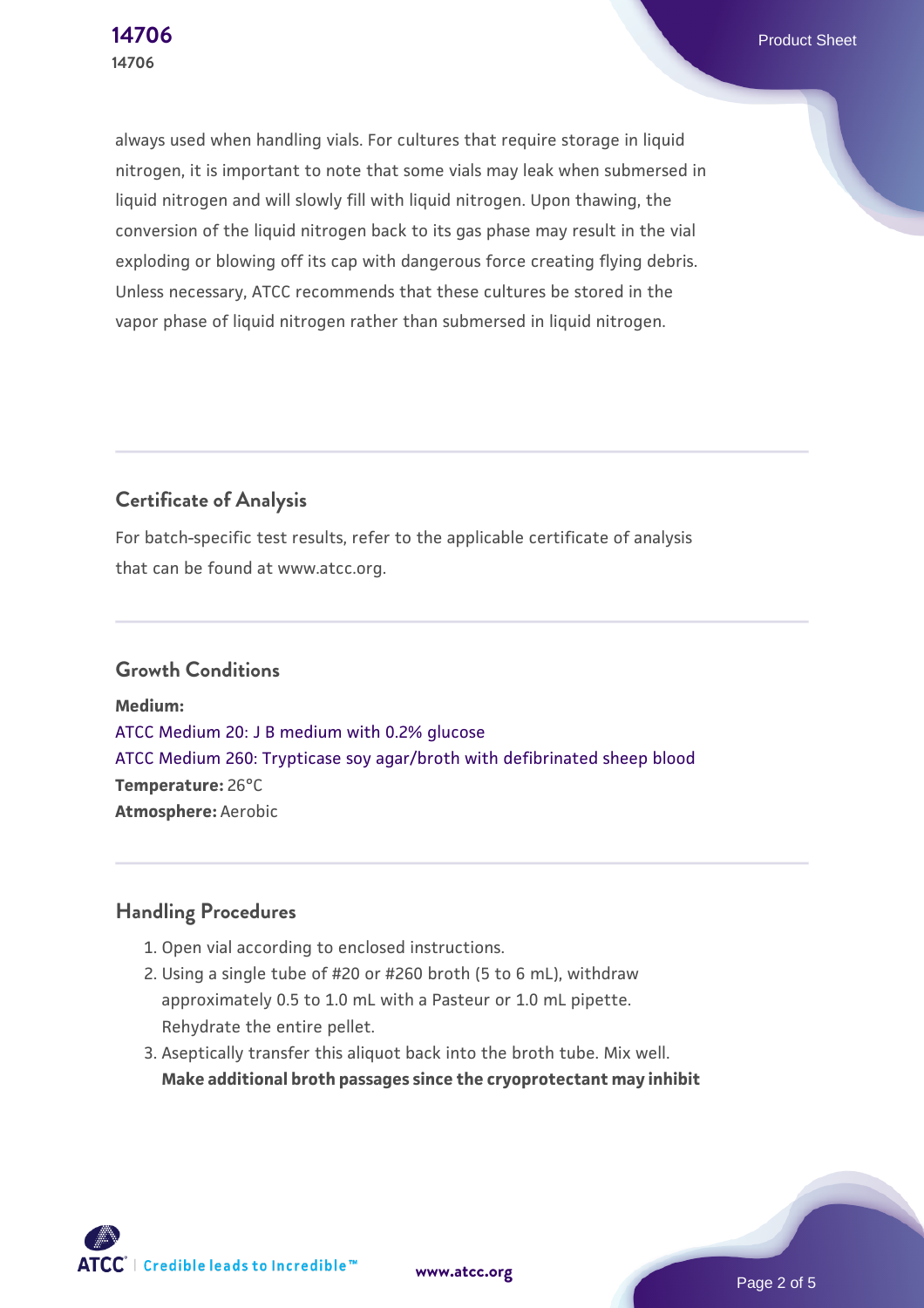always used when handling vials. For cultures that require storage in liquid nitrogen, it is important to note that some vials may leak when submersed in liquid nitrogen and will slowly fill with liquid nitrogen. Upon thawing, the conversion of the liquid nitrogen back to its gas phase may result in the vial exploding or blowing off its cap with dangerous force creating flying debris. Unless necessary, ATCC recommends that these cultures be stored in the vapor phase of liquid nitrogen rather than submersed in liquid nitrogen.

## Certificate of Analysis

For batch-specific test results, refer to the applicable certificate of analysis that can be found at www.atcc.org.

## Growth Conditions

**Medium:**
ATCC Medium 20: J B medium with 0.2% glucose
ATCC Medium 260: Trypticase soy agar/broth with defibrinated sheep blood
**Temperature:** 26°C
**Atmosphere:** Aerobic

## Handling Procedures

1. Open vial according to enclosed instructions.
2. Using a single tube of #20 or #260 broth (5 to 6 mL), withdraw approximately 0.5 to 1.0 mL with a Pasteur or 1.0 mL pipette. Rehydrate the entire pellet.
3. Aseptically transfer this aliquot back into the broth tube. Mix well. **Make additional broth passages since the cryoprotectant may inhibit**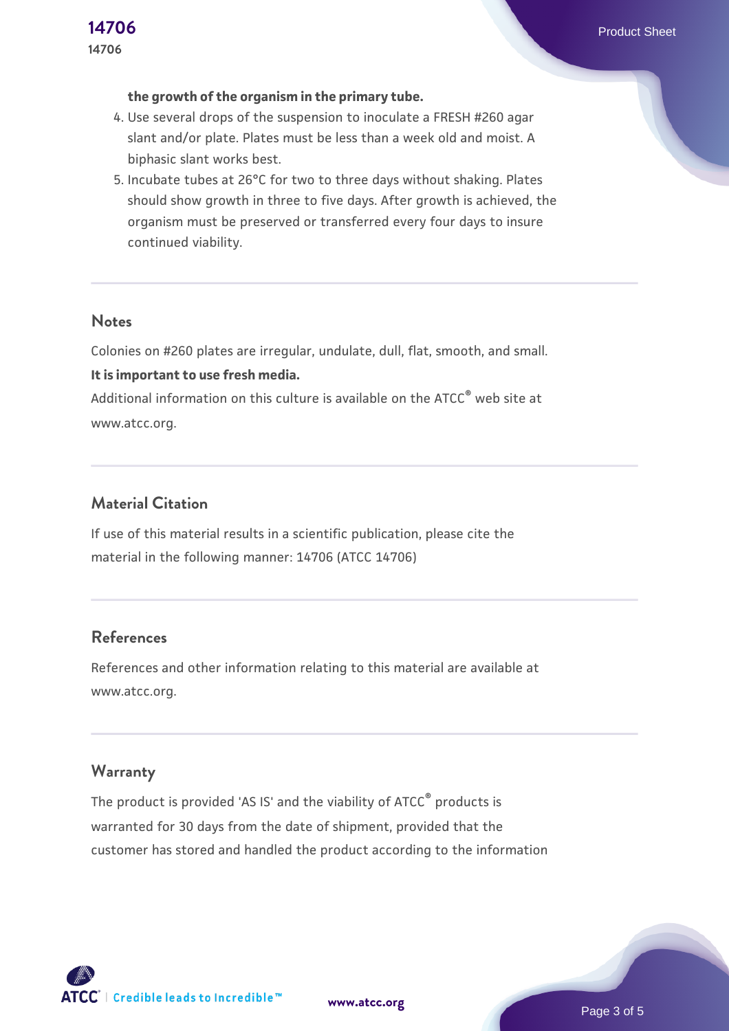**the growth of the organism in the primary tube.**

4. Use several drops of the suspension to inoculate a FRESH #260 agar slant and/or plate. Plates must be less than a week old and moist. A biphasic slant works best.
5. Incubate tubes at 26°C for two to three days without shaking. Plates should show growth in three to five days. After growth is achieved, the organism must be preserved or transferred every four days to insure continued viability.

## Notes

Colonies on #260 plates are irregular, undulate, dull, flat, smooth, and small.

**It is important to use fresh media.**

Additional information on this culture is available on the ATCC® web site at www.atcc.org.

## Material Citation

If use of this material results in a scientific publication, please cite the material in the following manner: 14706 (ATCC 14706)

## References

References and other information relating to this material are available at www.atcc.org.

## Warranty

The product is provided 'AS IS' and the viability of ATCC® products is warranted for 30 days from the date of shipment, provided that the customer has stored and handled the product according to the information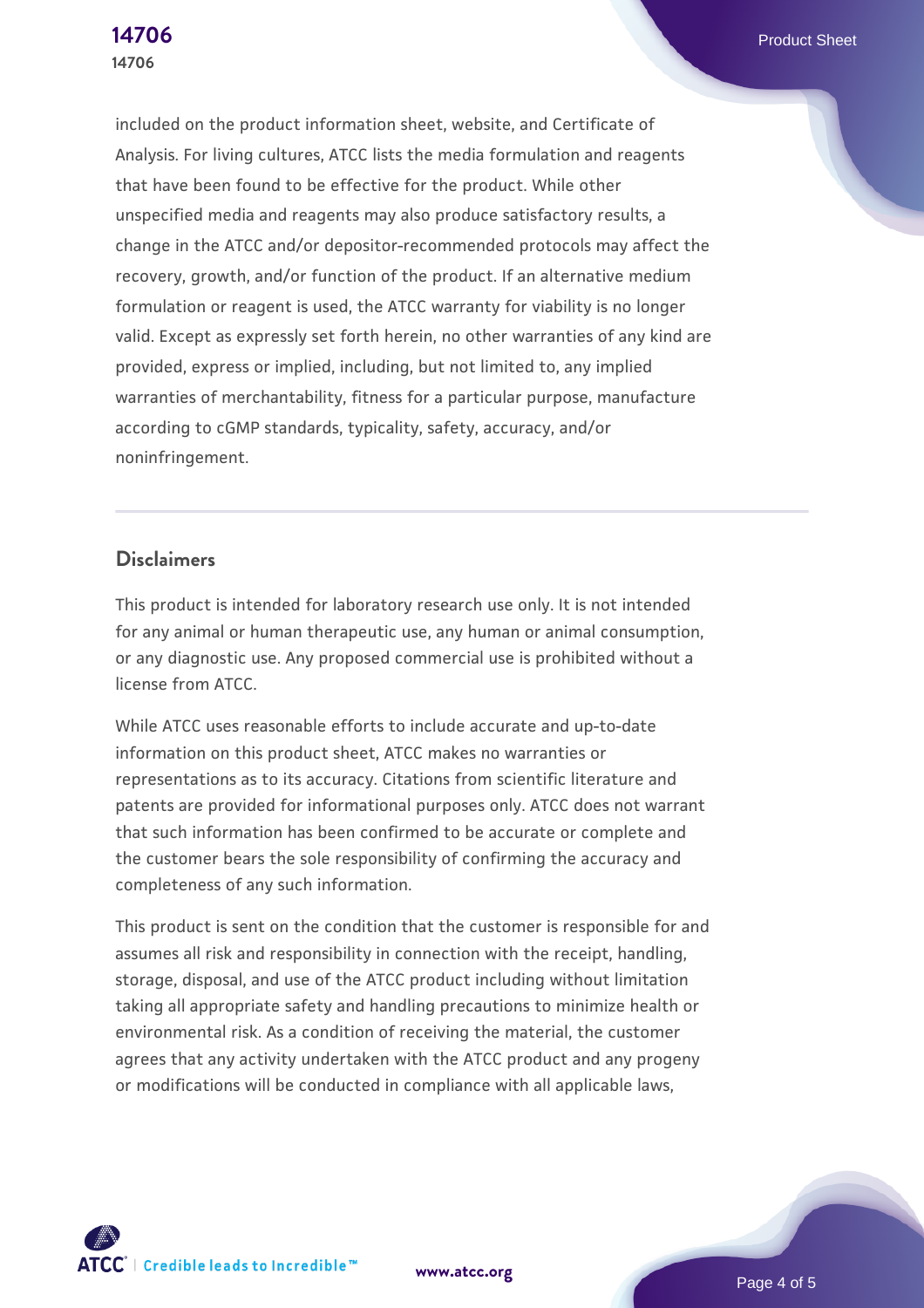included on the product information sheet, website, and Certificate of Analysis. For living cultures, ATCC lists the media formulation and reagents that have been found to be effective for the product. While other unspecified media and reagents may also produce satisfactory results, a change in the ATCC and/or depositor-recommended protocols may affect the recovery, growth, and/or function of the product. If an alternative medium formulation or reagent is used, the ATCC warranty for viability is no longer valid. Except as expressly set forth herein, no other warranties of any kind are provided, express or implied, including, but not limited to, any implied warranties of merchantability, fitness for a particular purpose, manufacture according to cGMP standards, typicality, safety, accuracy, and/or noninfringement.

## Disclaimers

This product is intended for laboratory research use only. It is not intended for any animal or human therapeutic use, any human or animal consumption, or any diagnostic use. Any proposed commercial use is prohibited without a license from ATCC.

While ATCC uses reasonable efforts to include accurate and up-to-date information on this product sheet, ATCC makes no warranties or representations as to its accuracy. Citations from scientific literature and patents are provided for informational purposes only. ATCC does not warrant that such information has been confirmed to be accurate or complete and the customer bears the sole responsibility of confirming the accuracy and completeness of any such information.

This product is sent on the condition that the customer is responsible for and assumes all risk and responsibility in connection with the receipt, handling, storage, disposal, and use of the ATCC product including without limitation taking all appropriate safety and handling precautions to minimize health or environmental risk. As a condition of receiving the material, the customer agrees that any activity undertaken with the ATCC product and any progeny or modifications will be conducted in compliance with all applicable laws,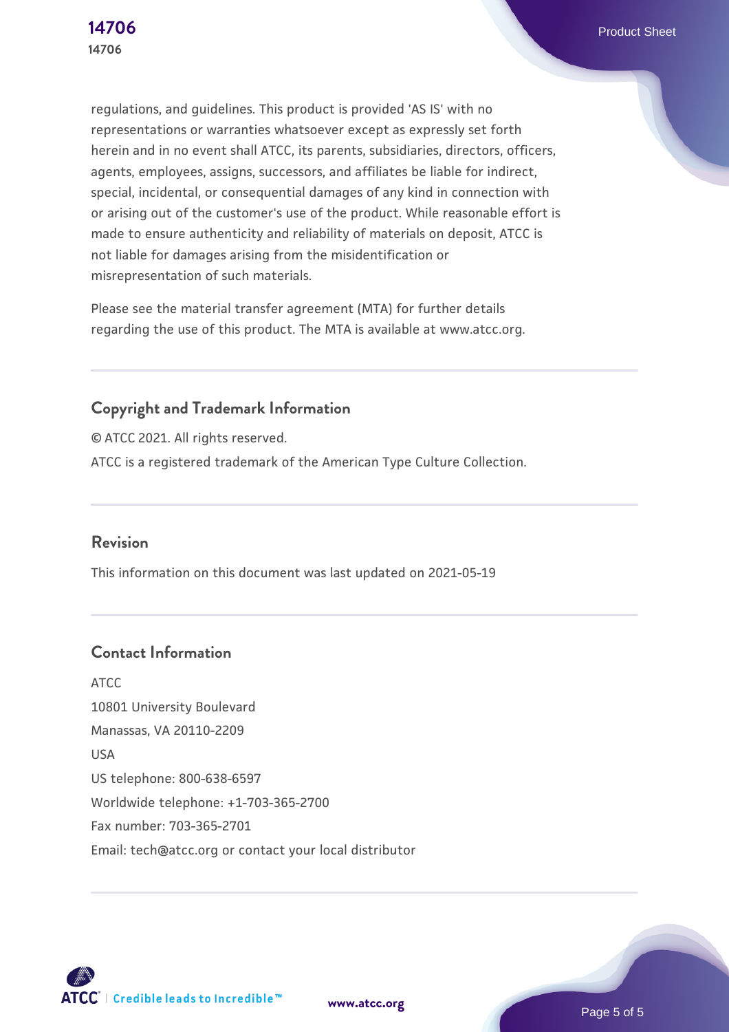regulations, and guidelines. This product is provided 'AS IS' with no representations or warranties whatsoever except as expressly set forth herein and in no event shall ATCC, its parents, subsidiaries, directors, officers, agents, employees, assigns, successors, and affiliates be liable for indirect, special, incidental, or consequential damages of any kind in connection with or arising out of the customer's use of the product. While reasonable effort is made to ensure authenticity and reliability of materials on deposit, ATCC is not liable for damages arising from the misidentification or misrepresentation of such materials.

Please see the material transfer agreement (MTA) for further details regarding the use of this product. The MTA is available at www.atcc.org.

## Copyright and Trademark Information

© ATCC 2021. All rights reserved.

ATCC is a registered trademark of the American Type Culture Collection.

## Revision

This information on this document was last updated on 2021-05-19

## Contact Information

ATCC
10801 University Boulevard
Manassas, VA 20110-2209
USA
US telephone: 800-638-6597
Worldwide telephone: +1-703-365-2700
Fax number: 703-365-2701
Email: tech@atcc.org or contact your local distributor